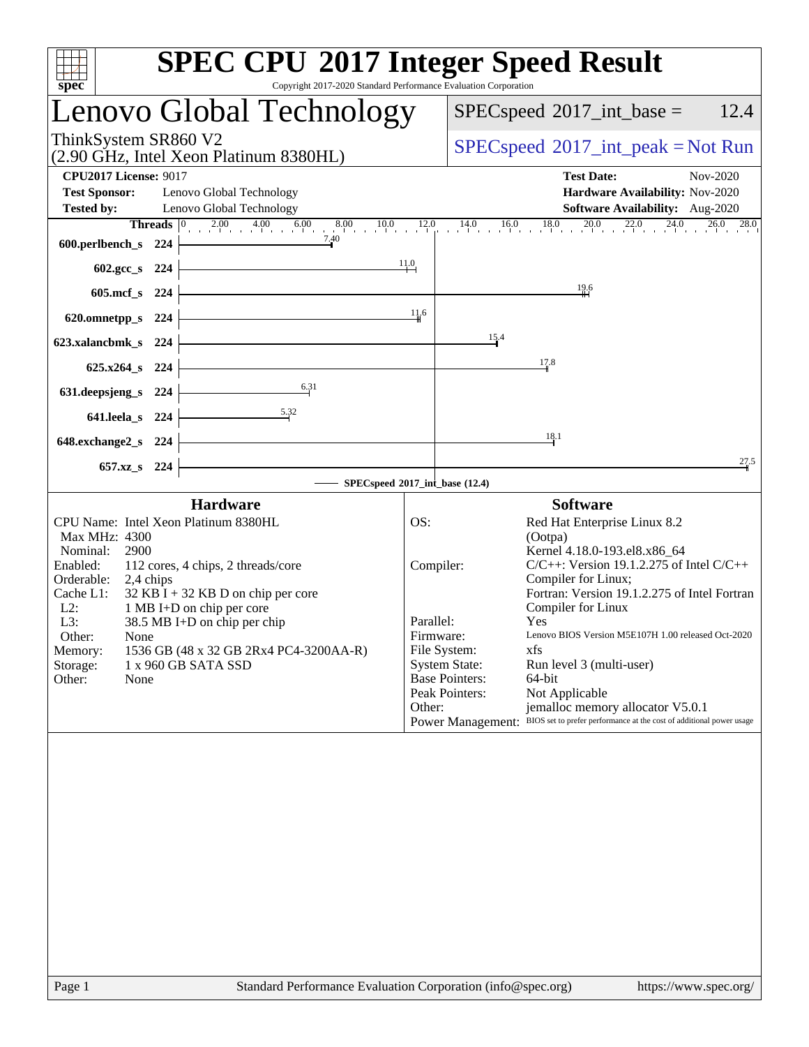# SPEC CPU 2017 Integer Speed Result

Copyright 2017-2020 Standard Performance Evaluation Corporation

## Lenovo Global Technology

ThinkSystem SR860 V2
(2.90 GHz, Intel Xeon Platinum 8380HL)

SPECspeed 2017_int_base = 12.4

SPECspeed 2017_int_peak = Not Run

**CPU2017 License:** 9017
**Test Sponsor:** Lenovo Global Technology
**Tested by:** Lenovo Global Technology

**Test Date:** Nov-2020
**Hardware Availability:** Nov-2020
**Software Availability:** Aug-2020

| Benchmark | Threads | SPECspeed 2017_int_base |
|---|---|---|
| 600.perlbench_s | 224 | 7.40 |
| 602.gcc_s | 224 | 11.0 |
| 605.mcf_s | 224 | 19.6 |
| 620.omnetpp_s | 224 | 11.6 |
| 623.xalancbmk_s | 224 | 15.4 |
| 625.x264_s | 224 | 17.8 |
| 631.deepsjeng_s | 224 | 6.31 |
| 641.leela_s | 224 | 5.32 |
| 648.exchange2_s | 224 | 18.1 |
| 657.xz_s | 224 | 27.5 |

SPECspeed 2017_int_base (12.4)

### Hardware

| | |
|---|---|
| CPU Name: | Intel Xeon Platinum 8380HL |
| Max MHz: | 4300 |
| Nominal: | 2900 |
| Enabled: | 112 cores, 4 chips, 2 threads/core |
| Orderable: | 2,4 chips |
| Cache L1: | 32 KB I + 32 KB D on chip per core |
| L2: | 1 MB I+D on chip per core |
| L3: | 38.5 MB I+D on chip per chip |
| Other: | None |
| Memory: | 1536 GB (48 x 32 GB 2Rx4 PC4-3200AA-R) |
| Storage: | 1 x 960 GB SATA SSD |
| Other: | None |

### Software

| | |
|---|---|
| OS: | Red Hat Enterprise Linux 8.2 (Ootpa) Kernel 4.18.0-193.el8.x86_64 |
| Compiler: | C/C++: Version 19.1.2.275 of Intel C/C++ Compiler for Linux; Fortran: Version 19.1.2.275 of Intel Fortran Compiler for Linux |
| Parallel: | Yes |
| Firmware: | Lenovo BIOS Version M5E107H 1.00 released Oct-2020 |
| File System: | xfs |
| System State: | Run level 3 (multi-user) |
| Base Pointers: | 64-bit |
| Peak Pointers: | Not Applicable |
| Other: | jemalloc memory allocator V5.0.1 |
| Power Management: | BIOS set to prefer performance at the cost of additional power usage |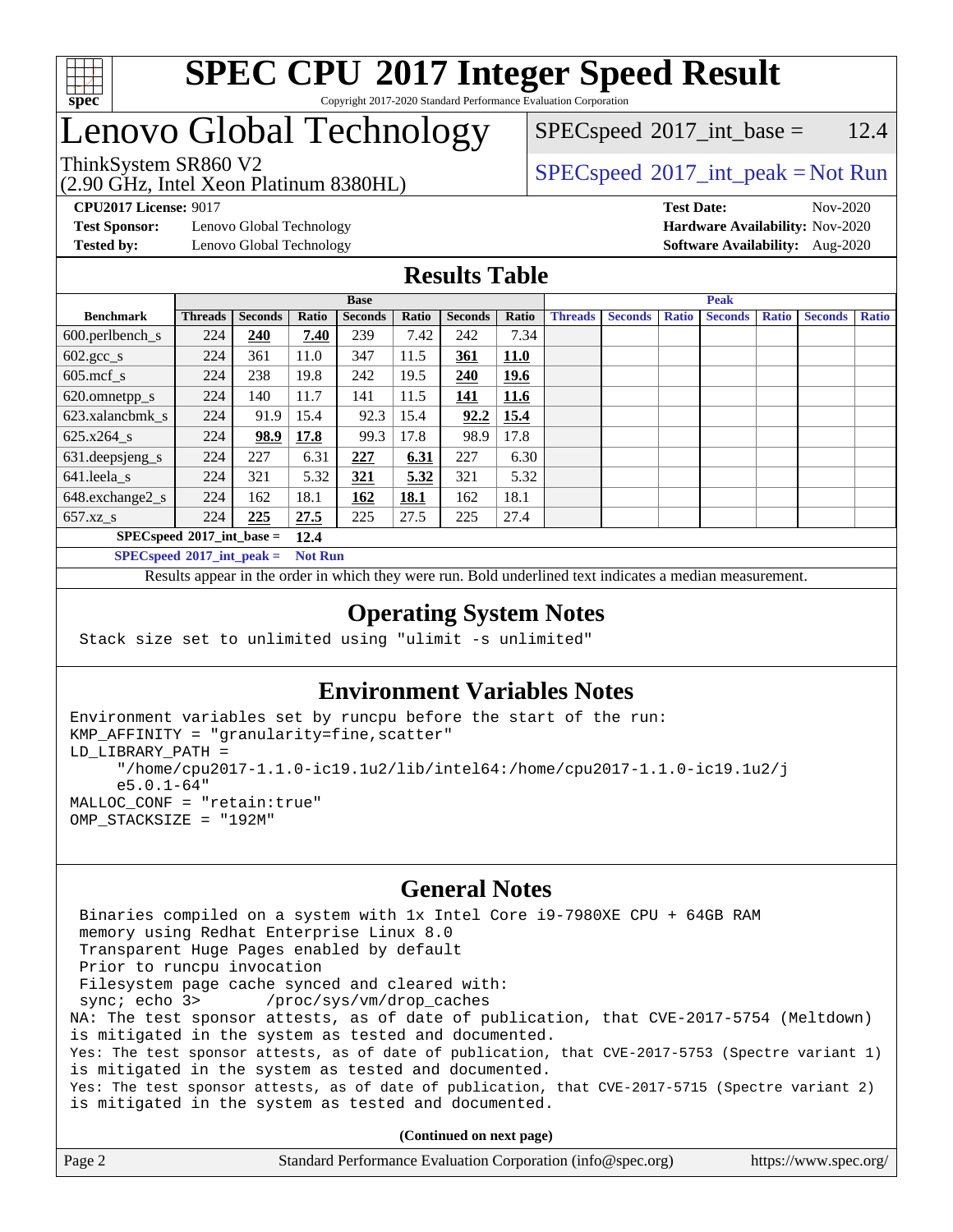# SPEC CPU 2017 Integer Speed Result

Copyright 2017-2020 Standard Performance Evaluation Corporation

# Lenovo Global Technology

ThinkSystem SR860 V2
(2.90 GHz, Intel Xeon Platinum 8380HL)

SPECspeed 2017_int_base = 12.4

SPECspeed 2017_int_peak = Not Run

**CPU2017 License:** 9017
**Test Sponsor:** Lenovo Global Technology
**Tested by:** Lenovo Global Technology

**Test Date:** Nov-2020
**Hardware Availability:** Nov-2020
**Software Availability:** Aug-2020

## Results Table

| Benchmark | Base | | | | | | | Peak | | | | | | |
|---|---|---|---|---|---|---|---|---|---|---|---|---|---|---|
| | Threads | Seconds | Ratio | Seconds | Ratio | Seconds | Ratio | Threads | Seconds | Ratio | Seconds | Ratio | Seconds | Ratio |
| 600.perlbench_s | 224 | **240** | **7.40** | 239 | 7.42 | 242 | 7.34 | | | | | | | |
| 602.gcc_s | 224 | 361 | 11.0 | 347 | 11.5 | **361** | **11.0** | | | | | | | |
| 605.mcf_s | 224 | 238 | 19.8 | 242 | 19.5 | **240** | **19.6** | | | | | | | |
| 620.omnetpp_s | 224 | 140 | 11.7 | 141 | 11.5 | **141** | **11.6** | | | | | | | |
| 623.xalancbmk_s | 224 | 91.9 | 15.4 | 92.3 | 15.4 | **92.2** | **15.4** | | | | | | | |
| 625.x264_s | 224 | **98.9** | **17.8** | 99.3 | 17.8 | 98.9 | 17.8 | | | | | | | |
| 631.deepsjeng_s | 224 | 227 | 6.31 | **227** | **6.31** | 227 | 6.30 | | | | | | | |
| 641.leela_s | 224 | 321 | 5.32 | **321** | **5.32** | 321 | 5.32 | | | | | | | |
| 648.exchange2_s | 224 | 162 | 18.1 | **162** | **18.1** | 162 | 18.1 | | | | | | | |
| 657.xz_s | 224 | **225** | **27.5** | 225 | 27.5 | 225 | 27.4 | | | | | | | |

**SPECspeed 2017_int_base = 12.4**

**SPECspeed 2017_int_peak = Not Run**

Results appear in the order in which they were run. Bold underlined text indicates a median measurement.

## Operating System Notes

```
Stack size set to unlimited using "ulimit -s unlimited"
```

## Environment Variables Notes

```
Environment variables set by runcpu before the start of the run:
KMP_AFFINITY = "granularity=fine,scatter"
LD_LIBRARY_PATH =
     "/home/cpu2017-1.1.0-ic19.1u2/lib/intel64:/home/cpu2017-1.1.0-ic19.1u2/j
     e5.0.1-64"
MALLOC_CONF = "retain:true"
OMP_STACKSIZE = "192M"
```

## General Notes

```
 Binaries compiled on a system with 1x Intel Core i9-7980XE CPU + 64GB RAM
 memory using Redhat Enterprise Linux 8.0
 Transparent Huge Pages enabled by default
 Prior to runcpu invocation
 Filesystem page cache synced and cleared with:
 sync; echo 3>       /proc/sys/vm/drop_caches
NA: The test sponsor attests, as of date of publication, that CVE-2017-5754 (Meltdown)
is mitigated in the system as tested and documented.
Yes: The test sponsor attests, as of date of publication, that CVE-2017-5753 (Spectre variant 1)
is mitigated in the system as tested and documented.
Yes: The test sponsor attests, as of date of publication, that CVE-2017-5715 (Spectre variant 2)
is mitigated in the system as tested and documented.
```

**(Continued on next page)**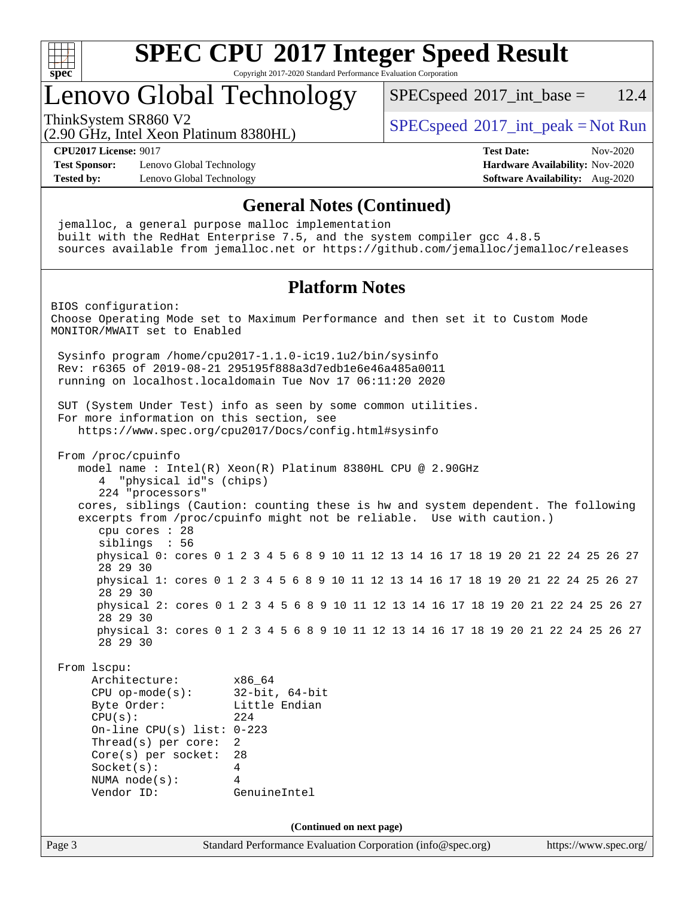# SPEC CPU 2017 Integer Speed Result

Copyright 2017-2020 Standard Performance Evaluation Corporation

## Lenovo Global Technology

ThinkSystem SR860 V2
(2.90 GHz, Intel Xeon Platinum 8380HL)

SPECspeed 2017_int_base = 12.4

SPECspeed 2017_int_peak = Not Run

**CPU2017 License:** 9017
**Test Sponsor:** Lenovo Global Technology
**Tested by:** Lenovo Global Technology

**Test Date:** Nov-2020
**Hardware Availability:** Nov-2020
**Software Availability:** Aug-2020

### General Notes (Continued)

```
jemalloc, a general purpose malloc implementation
built with the RedHat Enterprise 7.5, and the system compiler gcc 4.8.5
sources available from jemalloc.net or https://github.com/jemalloc/jemalloc/releases
```

### Platform Notes

```
BIOS configuration:
Choose Operating Mode set to Maximum Performance and then set it to Custom Mode
MONITOR/MWAIT set to Enabled

 Sysinfo program /home/cpu2017-1.1.0-ic19.1u2/bin/sysinfo
 Rev: r6365 of 2019-08-21 295195f888a3d7edb1e6e46a485a0011
 running on localhost.localdomain Tue Nov 17 06:11:20 2020

 SUT (System Under Test) info as seen by some common utilities.
 For more information on this section, see
    https://www.spec.org/cpu2017/Docs/config.html#sysinfo

 From /proc/cpuinfo
    model name : Intel(R) Xeon(R) Platinum 8380HL CPU @ 2.90GHz
       4  "physical id"s (chips)
       224 "processors"
    cores, siblings (Caution: counting these is hw and system dependent. The following
    excerpts from /proc/cpuinfo might not be reliable.  Use with caution.)
       cpu cores : 28
       siblings  : 56
       physical 0: cores 0 1 2 3 4 5 6 8 9 10 11 12 13 14 16 17 18 19 20 21 22 24 25 26 27
       28 29 30
       physical 1: cores 0 1 2 3 4 5 6 8 9 10 11 12 13 14 16 17 18 19 20 21 22 24 25 26 27
       28 29 30
       physical 2: cores 0 1 2 3 4 5 6 8 9 10 11 12 13 14 16 17 18 19 20 21 22 24 25 26 27
       28 29 30
       physical 3: cores 0 1 2 3 4 5 6 8 9 10 11 12 13 14 16 17 18 19 20 21 22 24 25 26 27
       28 29 30

 From lscpu:
      Architecture:          x86_64
      CPU op-mode(s):        32-bit, 64-bit
      Byte Order:            Little Endian
      CPU(s):                224
      On-line CPU(s) list: 0-223
      Thread(s) per core:    2
      Core(s) per socket:    28
      Socket(s):             4
      NUMA node(s):          4
      Vendor ID:             GenuineIntel
```

(Continued on next page)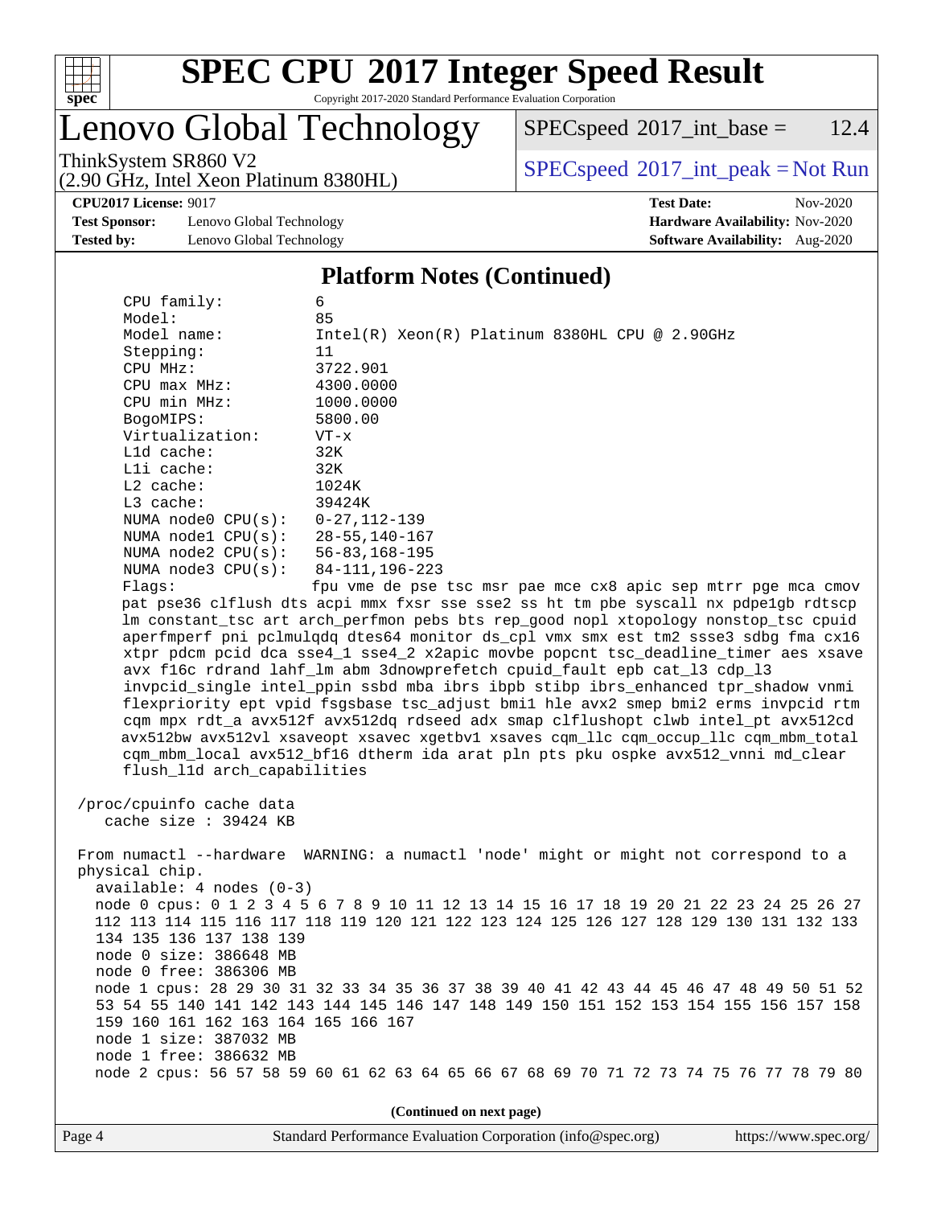## Platform Notes (Continued)

```
    CPU family:           6
    Model:                85
    Model name:           Intel(R) Xeon(R) Platinum 8380HL CPU @ 2.90GHz
    Stepping:             11
    CPU MHz:              3722.901
    CPU max MHz:          4300.0000
    CPU min MHz:          1000.0000
    BogoMIPS:             5800.00
    Virtualization:       VT-x
    L1d cache:            32K
    L1i cache:            32K
    L2 cache:             1024K
    L3 cache:             39424K
    NUMA node0 CPU(s):    0-27,112-139
    NUMA node1 CPU(s):    28-55,140-167
    NUMA node2 CPU(s):    56-83,168-195
    NUMA node3 CPU(s):    84-111,196-223
    Flags:                fpu vme de pse tsc msr pae mce cx8 apic sep mtrr pge mca cmov
    pat pse36 clflush dts acpi mmx fxsr sse sse2 ss ht tm pbe syscall nx pdpe1gb rdtscp
    lm constant_tsc art arch_perfmon pebs bts rep_good nopl xtopology nonstop_tsc cpuid
    aperfmperf pni pclmulqdq dtes64 monitor ds_cpl vmx smx est tm2 ssse3 sdbg fma cx16
    xtpr pdcm pcid dca sse4_1 sse4_2 x2apic movbe popcnt tsc_deadline_timer aes xsave
    avx f16c rdrand lahf_lm abm 3dnowprefetch cpuid_fault epb cat_l3 cdp_l3
    invpcid_single intel_ppin ssbd mba ibrs ibpb stibp ibrs_enhanced tpr_shadow vnmi
    flexpriority ept vpid fsgsbase tsc_adjust bmi1 hle avx2 smep bmi2 erms invpcid rtm
    cqm mpx rdt_a avx512f avx512dq rdseed adx smap clflushopt clwb intel_pt avx512cd
    avx512bw avx512vl xsaveopt xsavec xgetbv1 xsaves cqm_llc cqm_occup_llc cqm_mbm_total
    cqm_mbm_local avx512_bf16 dtherm ida arat pln pts pku ospke avx512_vnni md_clear
    flush_l1d arch_capabilities

 /proc/cpuinfo cache data
    cache size : 39424 KB

 From numactl --hardware  WARNING: a numactl 'node' might or might not correspond to a
 physical chip.
   available: 4 nodes (0-3)
   node 0 cpus: 0 1 2 3 4 5 6 7 8 9 10 11 12 13 14 15 16 17 18 19 20 21 22 23 24 25 26 27
   112 113 114 115 116 117 118 119 120 121 122 123 124 125 126 127 128 129 130 131 132 133
   134 135 136 137 138 139
   node 0 size: 386648 MB
   node 0 free: 386306 MB
   node 1 cpus: 28 29 30 31 32 33 34 35 36 37 38 39 40 41 42 43 44 45 46 47 48 49 50 51 52
   53 54 55 140 141 142 143 144 145 146 147 148 149 150 151 152 153 154 155 156 157 158
   159 160 161 162 163 164 165 166 167
   node 1 size: 387032 MB
   node 1 free: 386632 MB
   node 2 cpus: 56 57 58 59 60 61 62 63 64 65 66 67 68 69 70 71 72 73 74 75 76 77 78 79 80
```

(Continued on next page)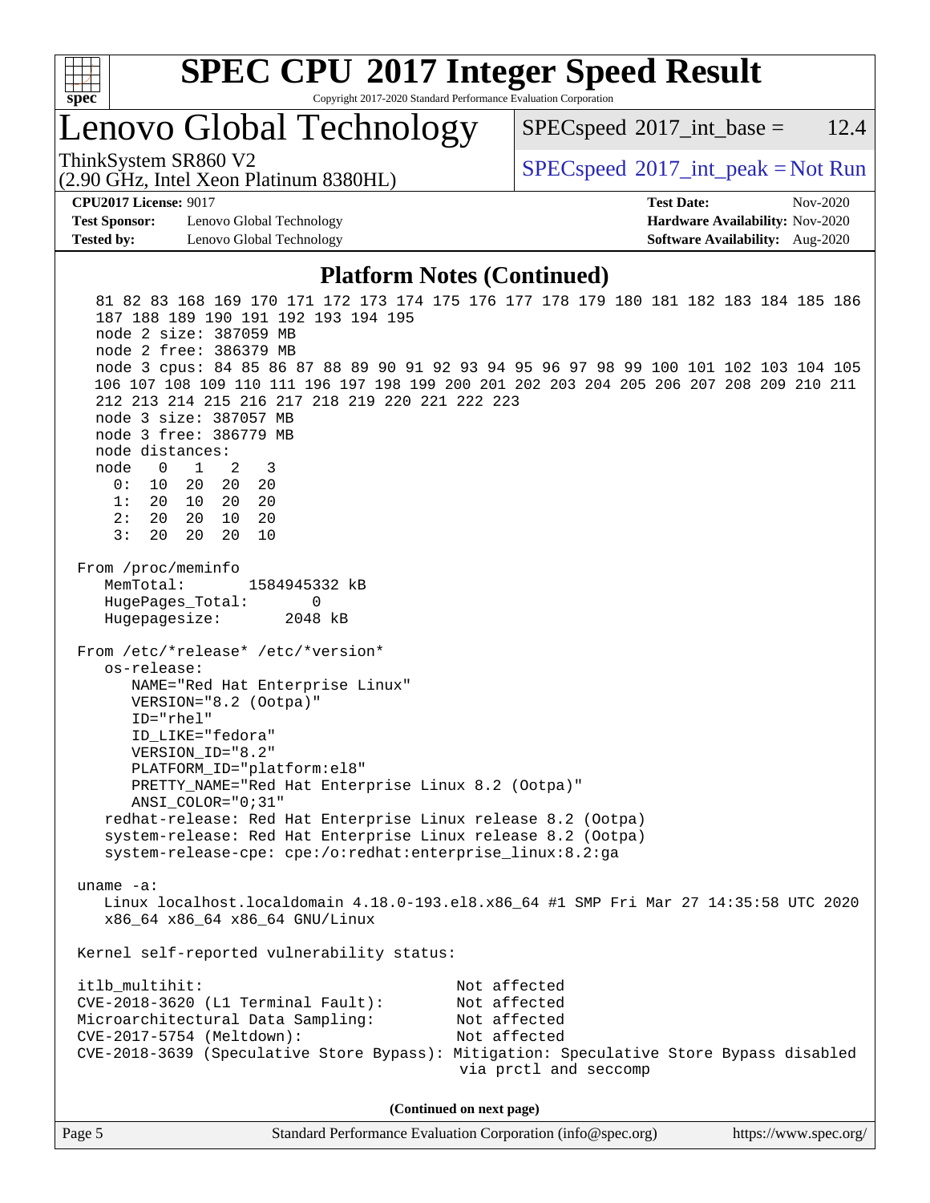# SPEC CPU 2017 Integer Speed Result

Copyright 2017-2020 Standard Performance Evaluation Corporation

## Lenovo Global Technology

ThinkSystem SR860 V2
(2.90 GHz, Intel Xeon Platinum 8380HL)

SPECspeed 2017_int_base = 12.4

SPECspeed 2017_int_peak = Not Run

**CPU2017 License:** 9017
**Test Sponsor:** Lenovo Global Technology
**Tested by:** Lenovo Global Technology

**Test Date:** Nov-2020
**Hardware Availability:** Nov-2020
**Software Availability:** Aug-2020

### Platform Notes (Continued)

```
   81 82 83 168 169 170 171 172 173 174 175 176 177 178 179 180 181 182 183 184 185 186
   187 188 189 190 191 192 193 194 195
   node 2 size: 387059 MB
   node 2 free: 386379 MB
   node 3 cpus: 84 85 86 87 88 89 90 91 92 93 94 95 96 97 98 99 100 101 102 103 104 105
   106 107 108 109 110 111 196 197 198 199 200 201 202 203 204 205 206 207 208 209 210 211
   212 213 214 215 216 217 218 219 220 221 222 223
   node 3 size: 387057 MB
   node 3 free: 386779 MB
   node distances:
   node   0   1   2   3
     0:  10  20  20  20
     1:  20  10  20  20
     2:  20  20  10  20
     3:  20  20  20  10

 From /proc/meminfo
    MemTotal:       1584945332 kB
    HugePages_Total:       0
    Hugepagesize:       2048 kB

 From /etc/*release* /etc/*version*
    os-release:
       NAME="Red Hat Enterprise Linux"
       VERSION="8.2 (Ootpa)"
       ID="rhel"
       ID_LIKE="fedora"
       VERSION_ID="8.2"
       PLATFORM_ID="platform:el8"
       PRETTY_NAME="Red Hat Enterprise Linux 8.2 (Ootpa)"
       ANSI_COLOR="0;31"
    redhat-release: Red Hat Enterprise Linux release 8.2 (Ootpa)
    system-release: Red Hat Enterprise Linux release 8.2 (Ootpa)
    system-release-cpe: cpe:/o:redhat:enterprise_linux:8.2:ga

 uname -a:
    Linux localhost.localdomain 4.18.0-193.el8.x86_64 #1 SMP Fri Mar 27 14:35:58 UTC 2020
    x86_64 x86_64 x86_64 GNU/Linux

 Kernel self-reported vulnerability status:

 itlb_multihit:                                 Not affected
 CVE-2018-3620 (L1 Terminal Fault):             Not affected
 Microarchitectural Data Sampling:              Not affected
 CVE-2017-5754 (Meltdown):                      Not affected
 CVE-2018-3639 (Speculative Store Bypass): Mitigation: Speculative Store Bypass disabled
                                                via prctl and seccomp
```

**(Continued on next page)**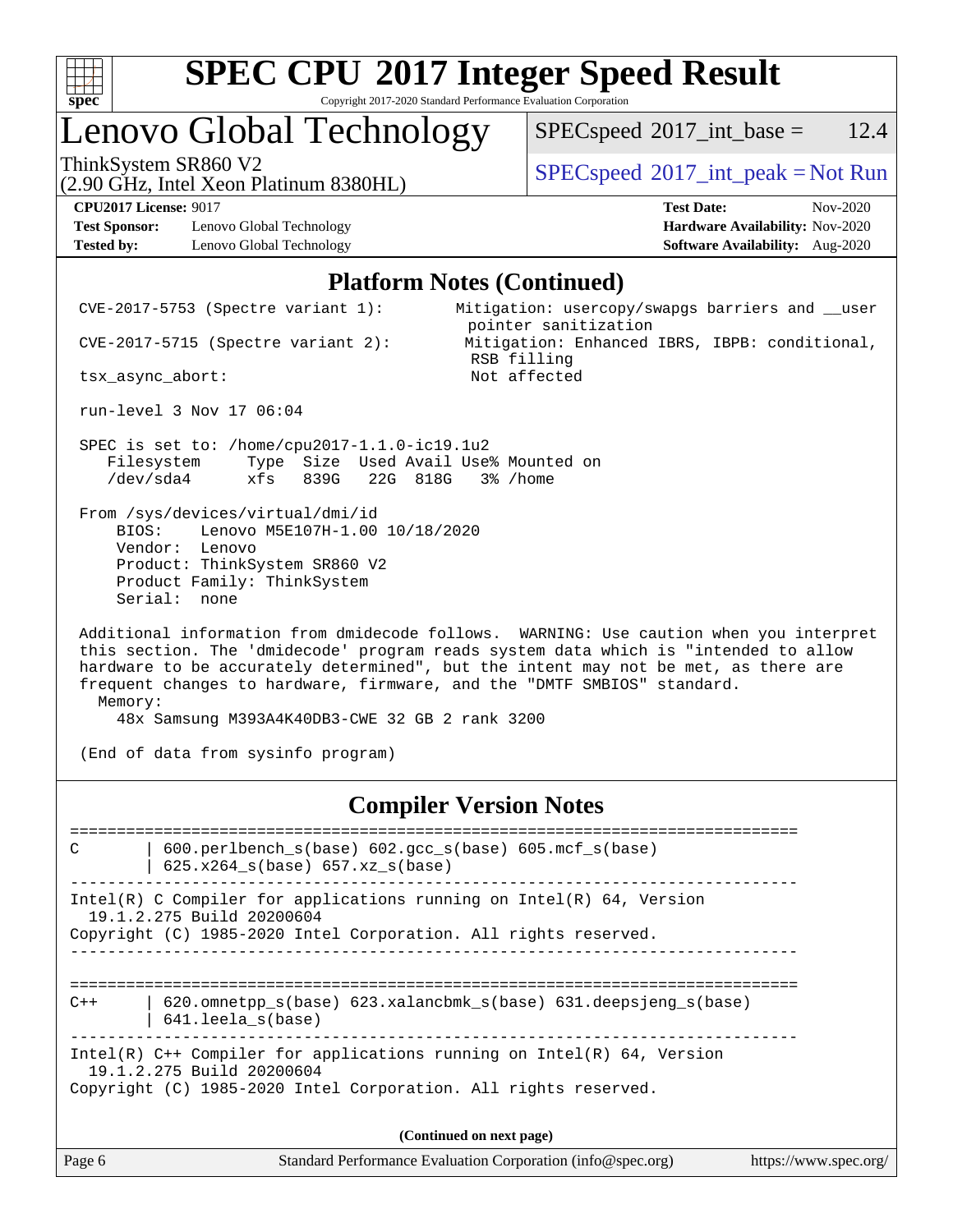# SPEC CPU 2017 Integer Speed Result

Copyright 2017-2020 Standard Performance Evaluation Corporation

## Lenovo Global Technology

ThinkSystem SR860 V2
(2.90 GHz, Intel Xeon Platinum 8380HL)

SPECspeed 2017_int_base = 12.4

SPECspeed 2017_int_peak = Not Run

**CPU2017 License:** 9017
**Test Sponsor:** Lenovo Global Technology
**Tested by:** Lenovo Global Technology

**Test Date:** Nov-2020
**Hardware Availability:** Nov-2020
**Software Availability:** Aug-2020

### Platform Notes (Continued)

```
 CVE-2017-5753 (Spectre variant 1):        Mitigation: usercopy/swapgs barriers and __user
                                            pointer sanitization
 CVE-2017-5715 (Spectre variant 2):        Mitigation: Enhanced IBRS, IBPB: conditional,
                                            RSB filling
 tsx_async_abort:                          Not affected

 run-level 3 Nov 17 06:04

 SPEC is set to: /home/cpu2017-1.1.0-ic19.1u2
    Filesystem     Type  Size  Used Avail Use% Mounted on
    /dev/sda4      xfs   839G   22G  818G   3% /home

 From /sys/devices/virtual/dmi/id
     BIOS:    Lenovo M5E107H-1.00 10/18/2020
     Vendor:  Lenovo
     Product: ThinkSystem SR860 V2
     Product Family: ThinkSystem
     Serial:  none

 Additional information from dmidecode follows.  WARNING: Use caution when you interpret
 this section. The 'dmidecode' program reads system data which is "intended to allow
 hardware to be accurately determined", but the intent may not be met, as there are
 frequent changes to hardware, firmware, and the "DMTF SMBIOS" standard.
   Memory:
     48x Samsung M393A4K40DB3-CWE 32 GB 2 rank 3200

 (End of data from sysinfo program)
```

### Compiler Version Notes

```
==============================================================================
C       | 600.perlbench_s(base) 602.gcc_s(base) 605.mcf_s(base)
        | 625.x264_s(base) 657.xz_s(base)
------------------------------------------------------------------------------
Intel(R) C Compiler for applications running on Intel(R) 64, Version
  19.1.2.275 Build 20200604
Copyright (C) 1985-2020 Intel Corporation. All rights reserved.
------------------------------------------------------------------------------

==============================================================================
C++     | 620.omnetpp_s(base) 623.xalancbmk_s(base) 631.deepsjeng_s(base)
        | 641.leela_s(base)
------------------------------------------------------------------------------
Intel(R) C++ Compiler for applications running on Intel(R) 64, Version
  19.1.2.275 Build 20200604
Copyright (C) 1985-2020 Intel Corporation. All rights reserved.
```

**(Continued on next page)**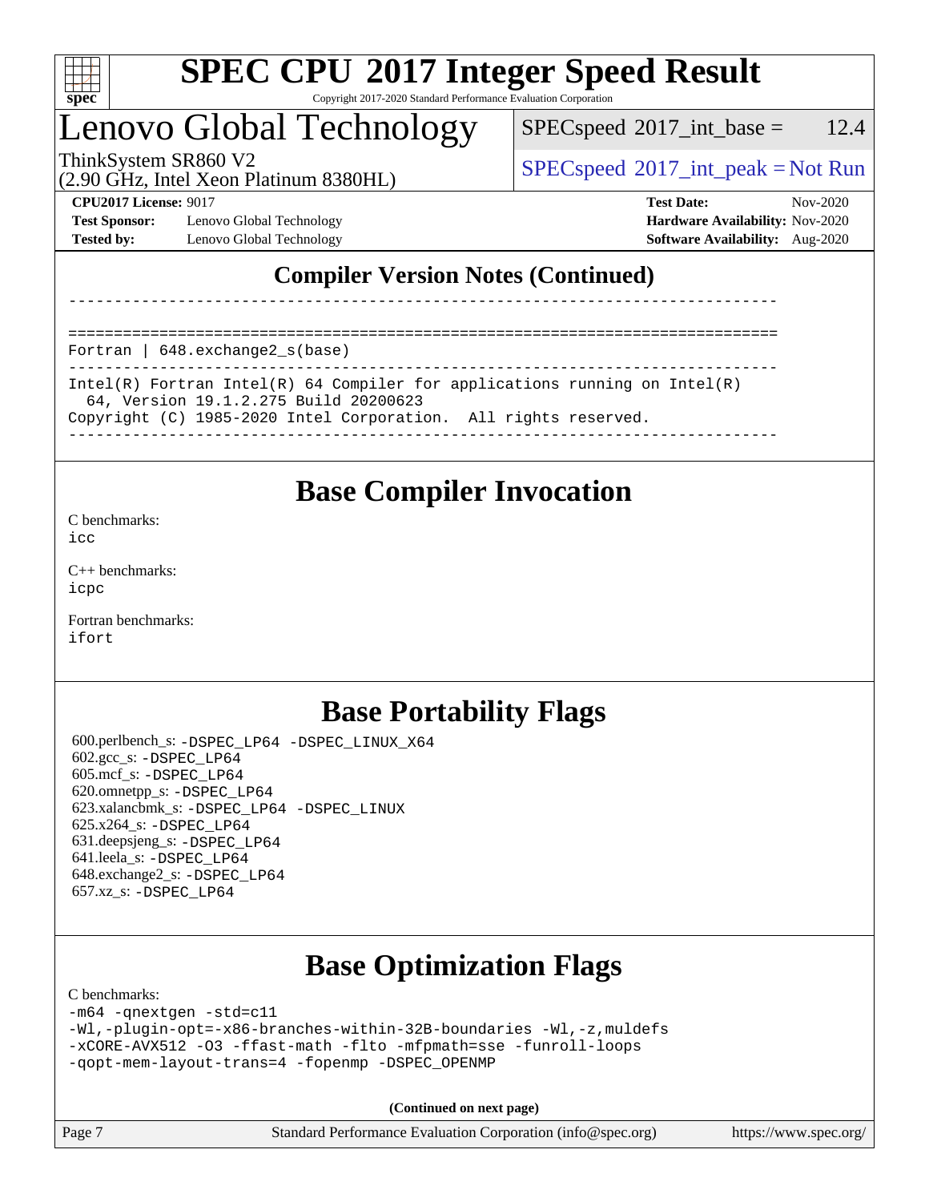# SPEC CPU 2017 Integer Speed Result

Copyright 2017-2020 Standard Performance Evaluation Corporation

## Lenovo Global Technology

ThinkSystem SR860 V2
(2.90 GHz, Intel Xeon Platinum 8380HL)

SPECspeed 2017_int_base = 12.4

SPECspeed 2017_int_peak = Not Run

**CPU2017 License:** 9017
**Test Sponsor:** Lenovo Global Technology
**Tested by:** Lenovo Global Technology

**Test Date:** Nov-2020
**Hardware Availability:** Nov-2020
**Software Availability:** Aug-2020

## Compiler Version Notes (Continued)

```
------------------------------------------------------------------------------

==============================================================================
Fortran | 648.exchange2_s(base)
------------------------------------------------------------------------------
Intel(R) Fortran Intel(R) 64 Compiler for applications running on Intel(R)
  64, Version 19.1.2.275 Build 20200623
Copyright (C) 1985-2020 Intel Corporation.  All rights reserved.
------------------------------------------------------------------------------
```

## Base Compiler Invocation

C benchmarks:
`icc`

C++ benchmarks:
`icpc`

Fortran benchmarks:
`ifort`

## Base Portability Flags

600.perlbench_s: `-DSPEC_LP64 -DSPEC_LINUX_X64`
602.gcc_s: `-DSPEC_LP64`
605.mcf_s: `-DSPEC_LP64`
620.omnetpp_s: `-DSPEC_LP64`
623.xalancbmk_s: `-DSPEC_LP64 -DSPEC_LINUX`
625.x264_s: `-DSPEC_LP64`
631.deepsjeng_s: `-DSPEC_LP64`
641.leela_s: `-DSPEC_LP64`
648.exchange2_s: `-DSPEC_LP64`
657.xz_s: `-DSPEC_LP64`

## Base Optimization Flags

C benchmarks:

```
-m64 -qnextgen -std=c11
-Wl,-plugin-opt=-x86-branches-within-32B-boundaries -Wl,-z,muldefs
-xCORE-AVX512 -O3 -ffast-math -flto -mfpmath=sse -funroll-loops
-qopt-mem-layout-trans=4 -fopenmp -DSPEC_OPENMP
```

**(Continued on next page)**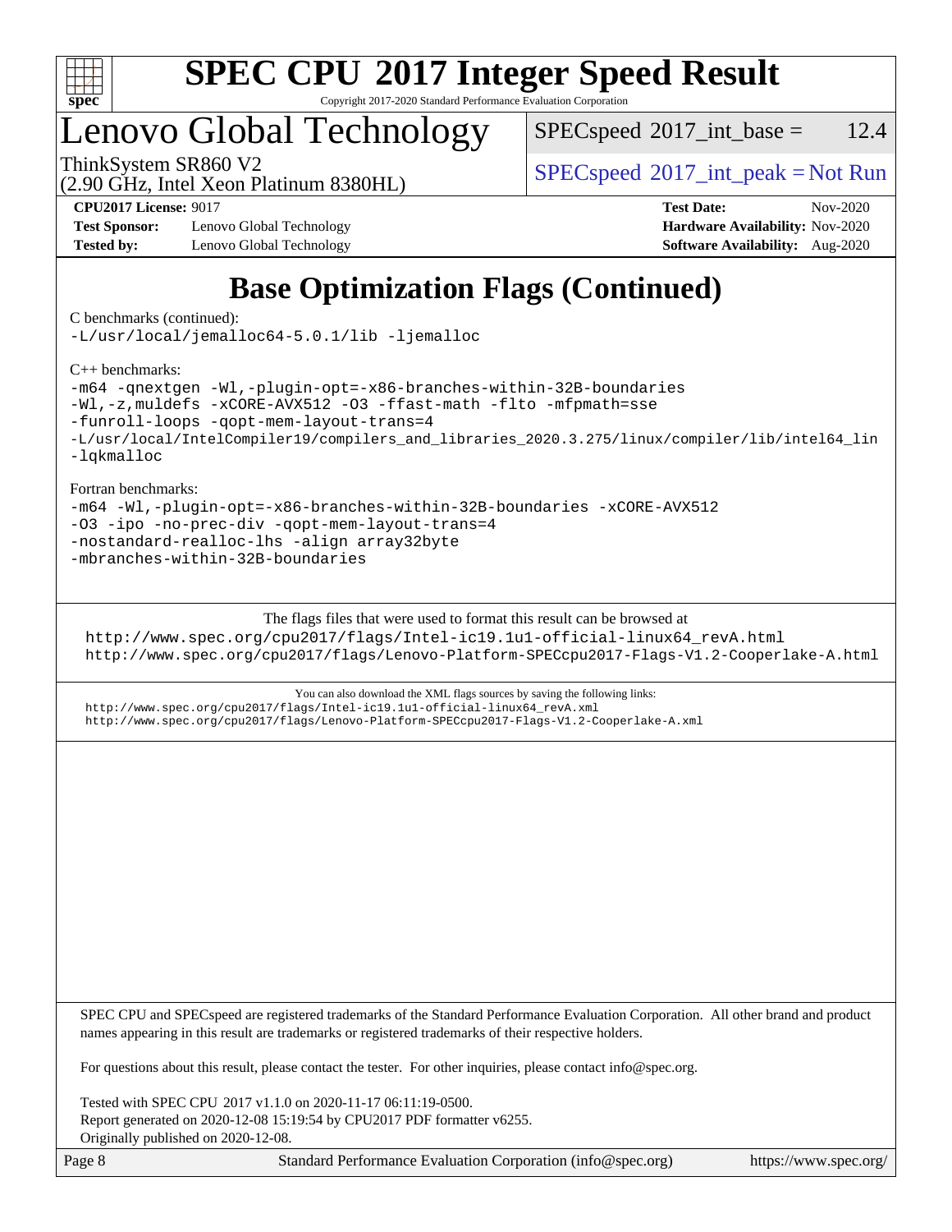# Base Optimization Flags (Continued)

C benchmarks (continued):

```
-L/usr/local/jemalloc64-5.0.1/lib -ljemalloc
```

C++ benchmarks:

```
-m64 -qnextgen -Wl,-plugin-opt=-x86-branches-within-32B-boundaries
-Wl,-z,muldefs -xCORE-AVX512 -O3 -ffast-math -flto -mfpmath=sse
-funroll-loops -qopt-mem-layout-trans=4
-L/usr/local/IntelCompiler19/compilers_and_libraries_2020.3.275/linux/compiler/lib/intel64_lin
-lqkmalloc
```

Fortran benchmarks:

```
-m64 -Wl,-plugin-opt=-x86-branches-within-32B-boundaries -xCORE-AVX512
-O3 -ipo -no-prec-div -qopt-mem-layout-trans=4
-nostandard-realloc-lhs -align array32byte
-mbranches-within-32B-boundaries
```

The flags files that were used to format this result can be browsed at
http://www.spec.org/cpu2017/flags/Intel-ic19.1u1-official-linux64_revA.html
http://www.spec.org/cpu2017/flags/Lenovo-Platform-SPECcpu2017-Flags-V1.2-Cooperlake-A.html

You can also download the XML flags sources by saving the following links:
http://www.spec.org/cpu2017/flags/Intel-ic19.1u1-official-linux64_revA.xml
http://www.spec.org/cpu2017/flags/Lenovo-Platform-SPECcpu2017-Flags-V1.2-Cooperlake-A.xml

SPEC CPU and SPECspeed are registered trademarks of the Standard Performance Evaluation Corporation. All other brand and product names appearing in this result are trademarks or registered trademarks of their respective holders.

For questions about this result, please contact the tester. For other inquiries, please contact info@spec.org.

Tested with SPEC CPU 2017 v1.1.0 on 2020-11-17 06:11:19-0500.
Report generated on 2020-12-08 15:19:54 by CPU2017 PDF formatter v6255.
Originally published on 2020-12-08.